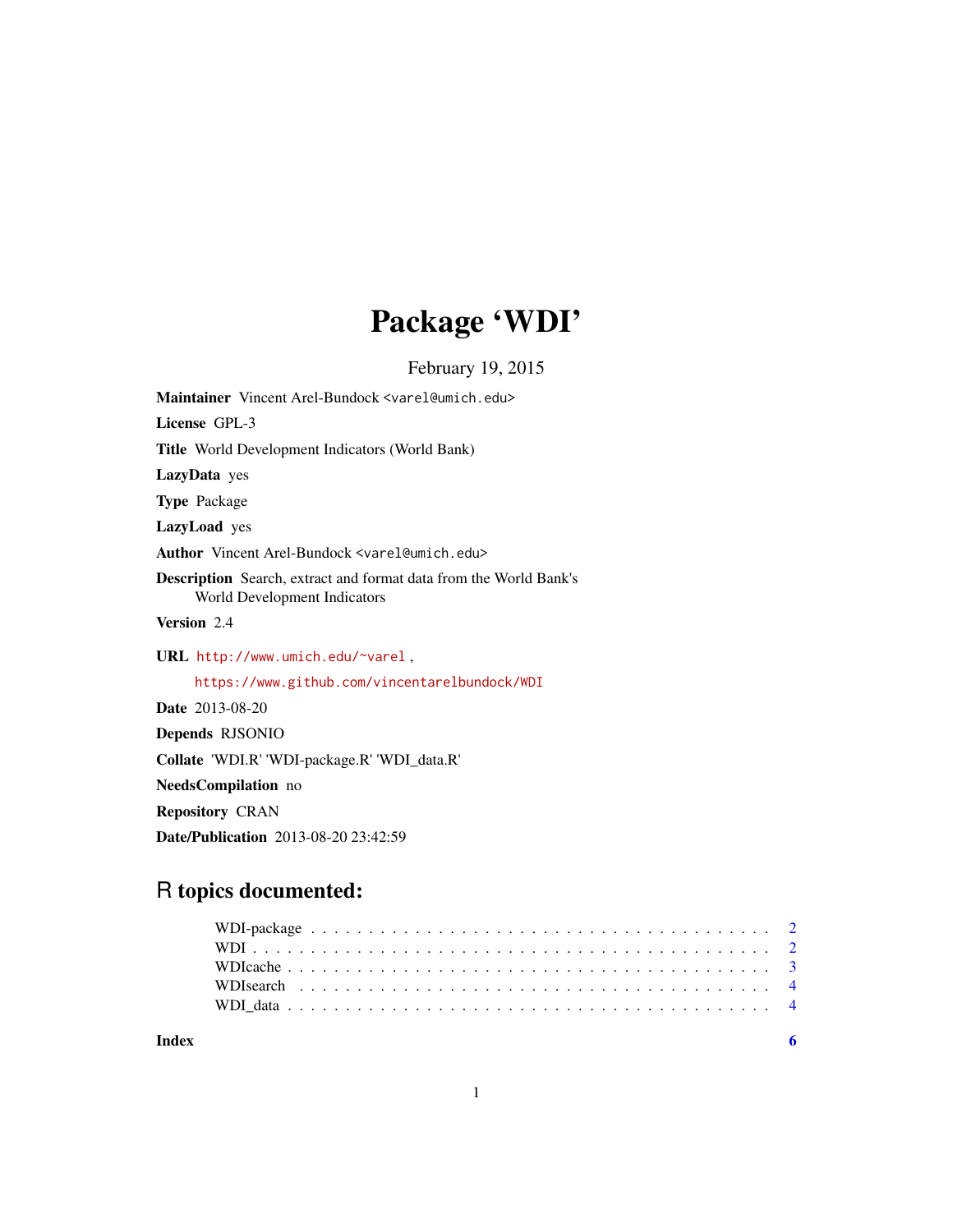# Package 'WDI'

February 19, 2015

**Maintainer** Vincent Arel-Bundock <varel@umich.edu>

**License** GPL-3

**Title** World Development Indicators (World Bank)

**LazyData** yes

**Type** Package

**LazyLoad** yes

**Author** Vincent Arel-Bundock <varel@umich.edu>

**Description** Search, extract and format data from the World Bank's World Development Indicators

**Version** 2.4

**URL** http://www.umich.edu/~varel ,
https://www.github.com/vincentarelbundock/WDI

**Date** 2013-08-20

**Depends** RJSONIO

**Collate** 'WDI.R' 'WDI-package.R' 'WDI_data.R'

**NeedsCompilation** no

**Repository** CRAN

**Date/Publication** 2013-08-20 23:42:59

## R topics documented:

- WDI-package . . . . . . . . . . . . . . . . . . . . . . . . . . . . . . . . . . . . . . . 2
- WDI . . . . . . . . . . . . . . . . . . . . . . . . . . . . . . . . . . . . . . . . . . . . 2
- WDIcache . . . . . . . . . . . . . . . . . . . . . . . . . . . . . . . . . . . . . . . . . 3
- WDIsearch . . . . . . . . . . . . . . . . . . . . . . . . . . . . . . . . . . . . . . . . 4
- WDI_data . . . . . . . . . . . . . . . . . . . . . . . . . . . . . . . . . . . . . . . . 4

**Index** **6**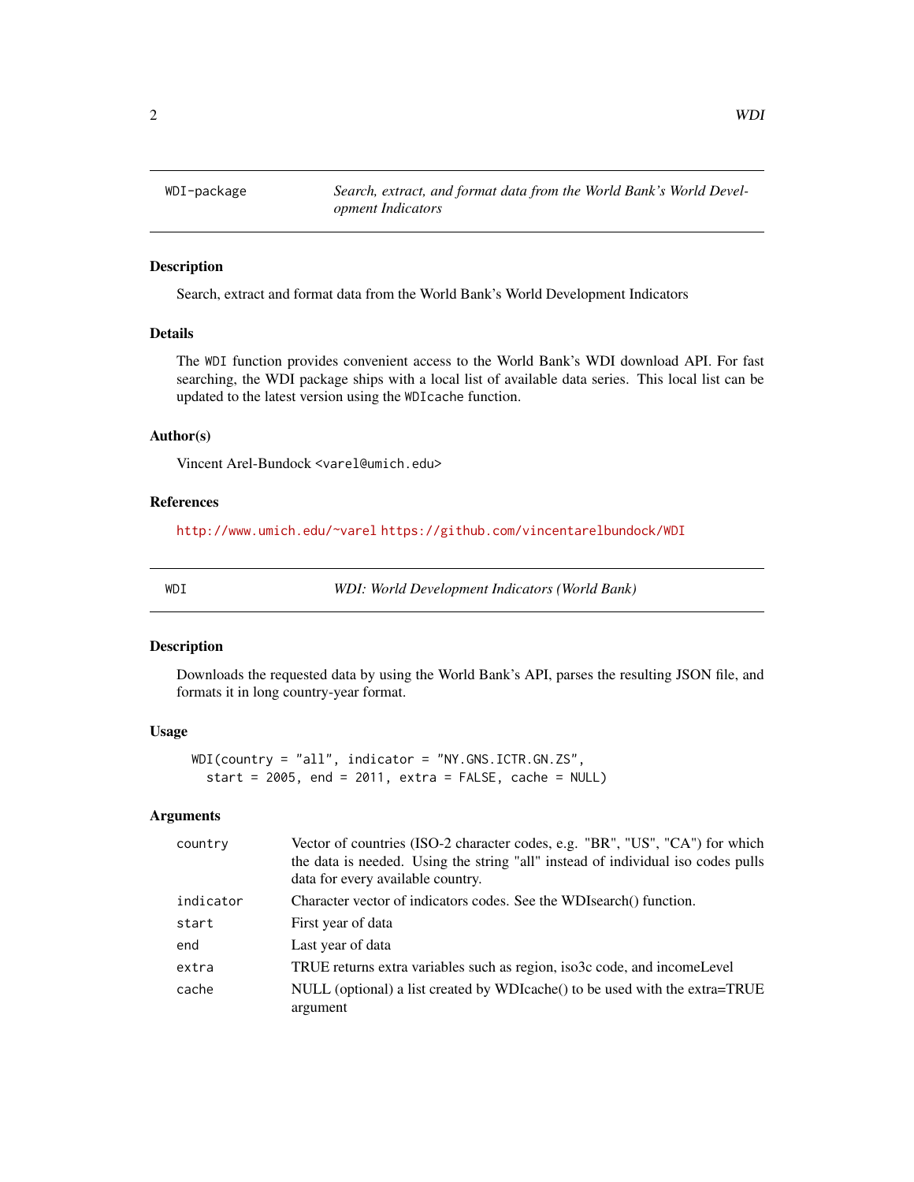## WDI-package — *Search, extract, and format data from the World Bank's World Development Indicators*

### Description

Search, extract and format data from the World Bank's World Development Indicators

### Details

The WDI function provides convenient access to the World Bank's WDI download API. For fast searching, the WDI package ships with a local list of available data series. This local list can be updated to the latest version using the WDIcache function.

### Author(s)

Vincent Arel-Bundock <varel@umich.edu>

### References

http://www.umich.edu/~varel https://github.com/vincentarelbundock/WDI

## WDI — *WDI: World Development Indicators (World Bank)*

### Description

Downloads the requested data by using the World Bank's API, parses the resulting JSON file, and formats it in long country-year format.

### Usage

```
WDI(country = "all", indicator = "NY.GNS.ICTR.GN.ZS",
  start = 2005, end = 2011, extra = FALSE, cache = NULL)
```

### Arguments

| | |
|---|---|
| country | Vector of countries (ISO-2 character codes, e.g. "BR", "US", "CA") for which the data is needed. Using the string "all" instead of individual iso codes pulls data for every available country. |
| indicator | Character vector of indicators codes. See the WDIsearch() function. |
| start | First year of data |
| end | Last year of data |
| extra | TRUE returns extra variables such as region, iso3c code, and incomeLevel |
| cache | NULL (optional) a list created by WDIcache() to be used with the extra=TRUE argument |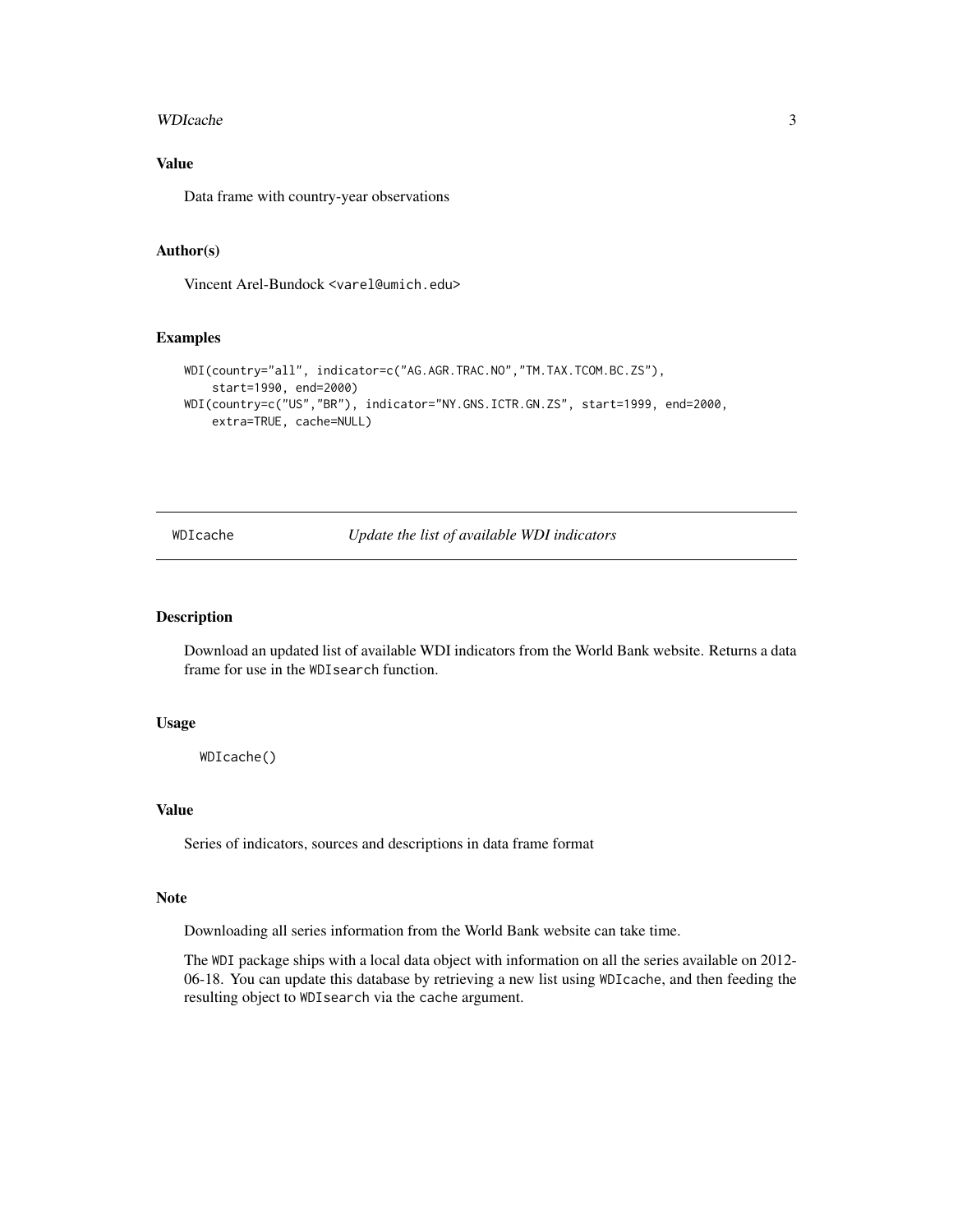## Value

Data frame with country-year observations

## Author(s)

Vincent Arel-Bundock <varel@umich.edu>

## Examples

```
WDI(country="all", indicator=c("AG.AGR.TRAC.NO","TM.TAX.TCOM.BC.ZS"),
    start=1990, end=2000)
WDI(country=c("US","BR"), indicator="NY.GNS.ICTR.GN.ZS", start=1999, end=2000,
    extra=TRUE, cache=NULL)
```

---

# WDIcache *Update the list of available WDI indicators*

---

## Description

Download an updated list of available WDI indicators from the World Bank website. Returns a data frame for use in the `WDIsearch` function.

## Usage

```
WDIcache()
```

## Value

Series of indicators, sources and descriptions in data frame format

## Note

Downloading all series information from the World Bank website can take time.

The `WDI` package ships with a local data object with information on all the series available on 2012-06-18. You can update this database by retrieving a new list using `WDIcache`, and then feeding the resulting object to `WDIsearch` via the `cache` argument.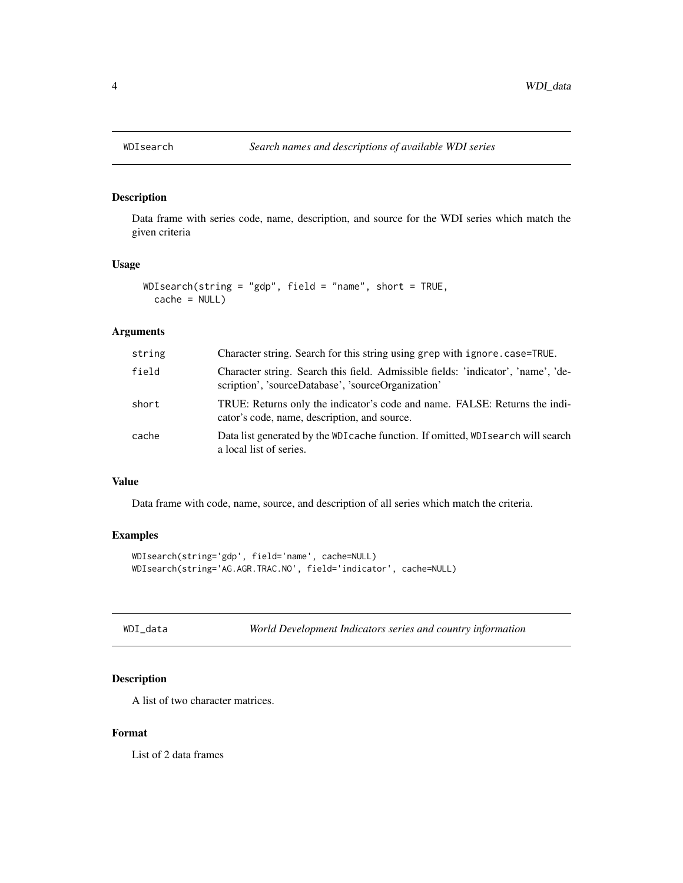## WDIsearch *Search names and descriptions of available WDI series*

### Description

Data frame with series code, name, description, and source for the WDI series which match the given criteria

### Usage

```
WDIsearch(string = "gdp", field = "name", short = TRUE,
  cache = NULL)
```

### Arguments

| | |
|---|---|
| string | Character string. Search for this string using `grep` with `ignore.case=TRUE`. |
| field | Character string. Search this field. Admissible fields: 'indicator', 'name', 'description', 'sourceDatabase', 'sourceOrganization' |
| short | TRUE: Returns only the indicator's code and name. FALSE: Returns the indicator's code, name, description, and source. |
| cache | Data list generated by the `WDIcache` function. If omitted, `WDIsearch` will search a local list of series. |

### Value

Data frame with code, name, source, and description of all series which match the criteria.

### Examples

```
WDIsearch(string='gdp', field='name', cache=NULL)
WDIsearch(string='AG.AGR.TRAC.NO', field='indicator', cache=NULL)
```

## WDI_data *World Development Indicators series and country information*

### Description

A list of two character matrices.

### Format

List of 2 data frames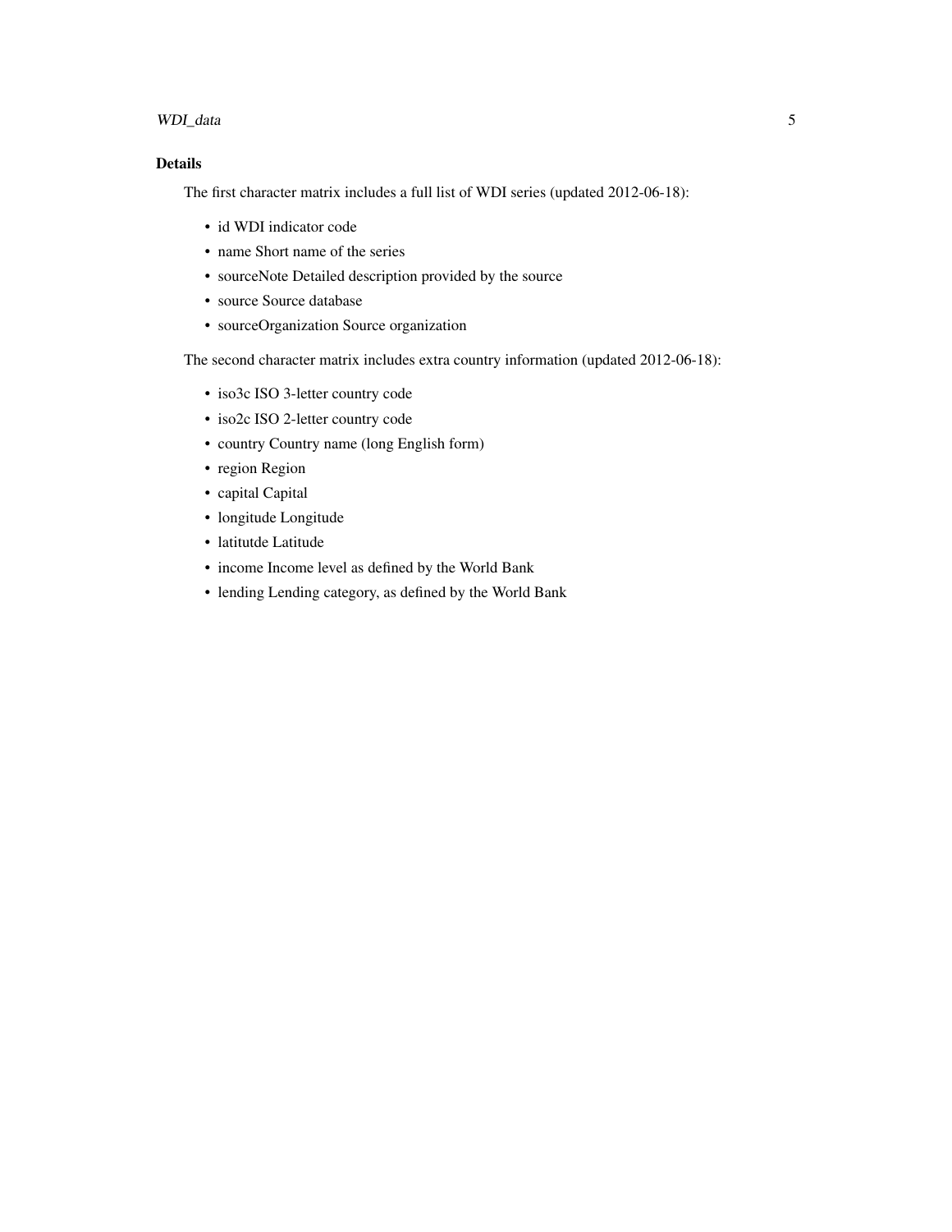### Details

The first character matrix includes a full list of WDI series (updated 2012-06-18):

- id WDI indicator code
- name Short name of the series
- sourceNote Detailed description provided by the source
- source Source database
- sourceOrganization Source organization

The second character matrix includes extra country information (updated 2012-06-18):

- iso3c ISO 3-letter country code
- iso2c ISO 2-letter country code
- country Country name (long English form)
- region Region
- capital Capital
- longitude Longitude
- latitutde Latitude
- income Income level as defined by the World Bank
- lending Lending category, as defined by the World Bank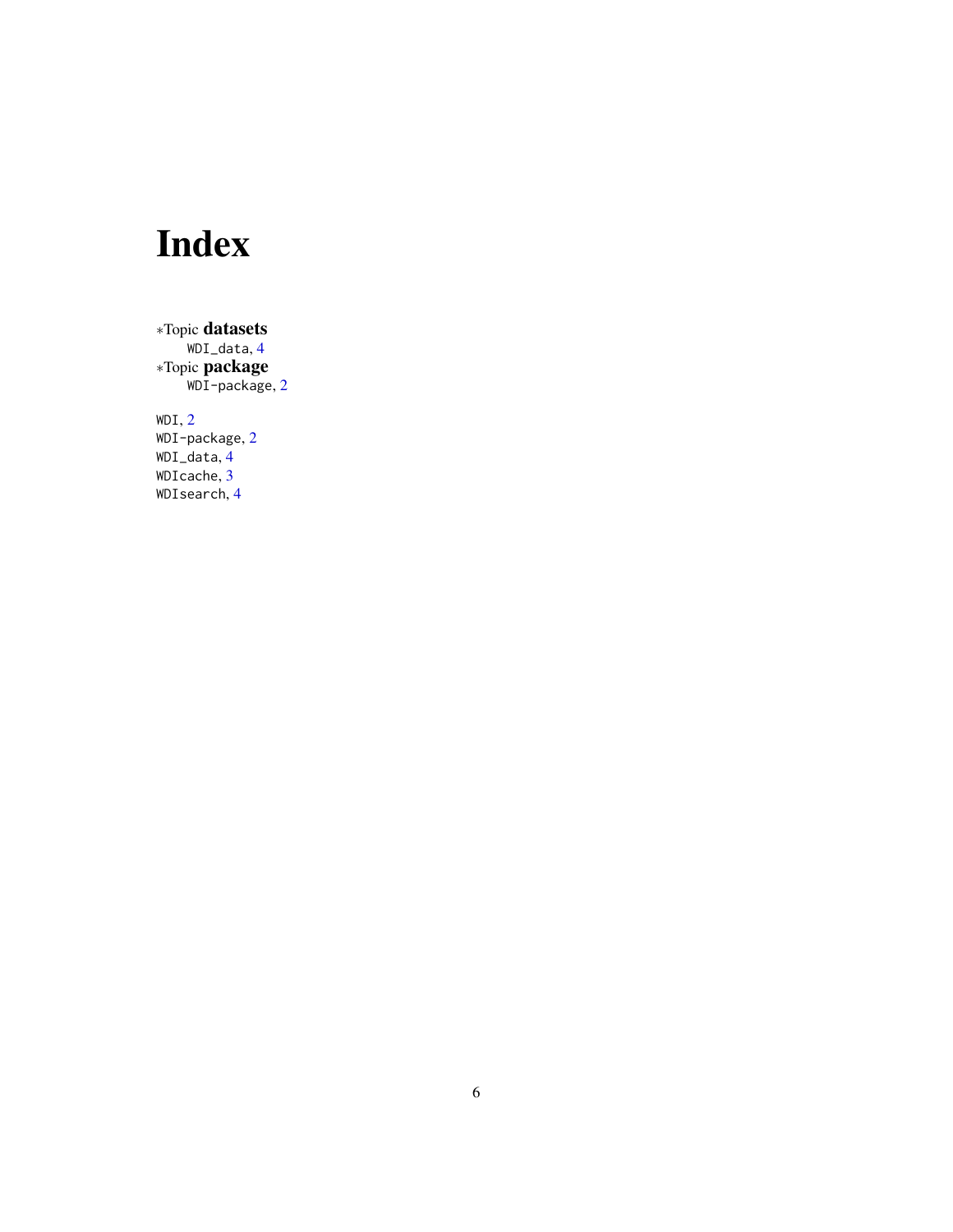# Index

∗Topic **datasets**
  WDI_data, 4
∗Topic **package**
  WDI-package, 2

WDI, 2
WDI-package, 2
WDI_data, 4
WDIcache, 3
WDIsearch, 4